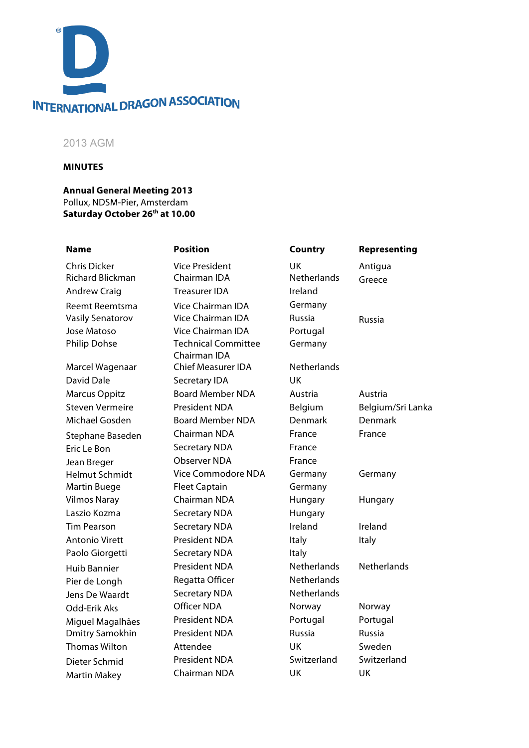INTERNATIONAL DRAGON ASSOCIATION

2013 AGM

**MINUTES**

**Annual General Meeting 2013**
Pollux, NDSM-Pier, Amsterdam
**Saturday October 26th at 10.00**

| Name | Position | Country | Representing |
|---|---|---|---|
| Chris Dicker | Vice President | UK | Antigua |
| Richard Blickman | Chairman IDA | Netherlands | Greece |
| Andrew Craig | Treasurer IDA | Ireland | |
| Reemt Reemtsma | Vice Chairman IDA | Germany | |
| Vasily Senatorov | Vice Chairman IDA | Russia | Russia |
| Jose Matoso | Vice Chairman IDA | Portugal | |
| Philip Dohse | Technical Committee Chairman IDA | Germany | |
| Marcel Wagenaar | Chief Measurer IDA | Netherlands | |
| David Dale | Secretary IDA | UK | |
| Marcus Oppitz | Board Member NDA | Austria | Austria |
| Steven Vermeire | President NDA | Belgium | Belgium/Sri Lanka |
| Michael Gosden | Board Member NDA | Denmark | Denmark |
| Stephane Baseden | Chairman NDA | France | France |
| Eric Le Bon | Secretary NDA | France | |
| Jean Breger | Observer NDA | France | |
| Helmut Schmidt | Vice Commodore NDA | Germany | Germany |
| Martin Buege | Fleet Captain | Germany | |
| Vilmos Naray | Chairman NDA | Hungary | Hungary |
| Laszio Kozma | Secretary NDA | Hungary | |
| Tim Pearson | Secretary NDA | Ireland | Ireland |
| Antonio Virett | President NDA | Italy | Italy |
| Paolo Giorgetti | Secretary NDA | Italy | |
| Huib Bannier | President NDA | Netherlands | Netherlands |
| Pier de Longh | Regatta Officer | Netherlands | |
| Jens De Waardt | Secretary NDA | Netherlands | |
| Odd-Erik Aks | Officer NDA | Norway | Norway |
| Miguel Magalhães | President NDA | Portugal | Portugal |
| Dmitry Samokhin | President NDA | Russia | Russia |
| Thomas Wilton | Attendee | UK | Sweden |
| Dieter Schmid | President NDA | Switzerland | Switzerland |
| Martin Makey | Chairman NDA | UK | UK |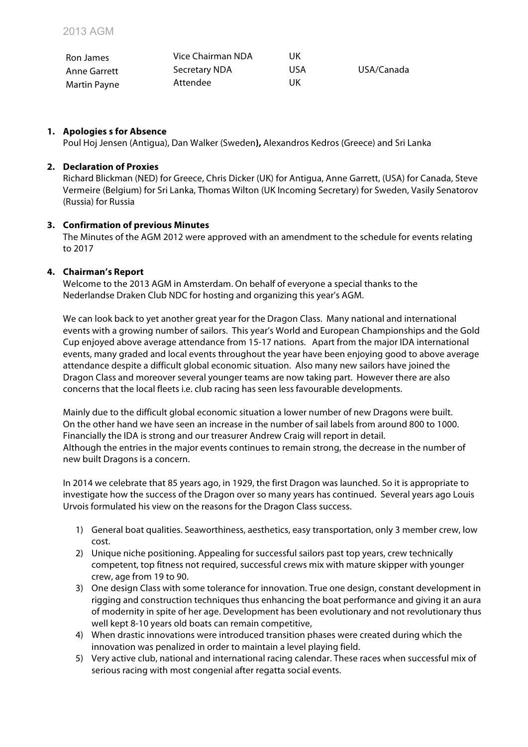| | | | |
|---|---|---|---|
| Ron James | Vice Chairman NDA | UK | |
| Anne Garrett | Secretary NDA | USA | USA/Canada |
| Martin Payne | Attendee | UK | |

1. **Apologies s for Absence**

   Poul Hoj Jensen (Antigua), Dan Walker (Sweden**),** Alexandros Kedros (Greece) and Sri Lanka

2. **Declaration of Proxies**

   Richard Blickman (NED) for Greece, Chris Dicker (UK) for Antigua, Anne Garrett, (USA) for Canada, Steve Vermeire (Belgium) for Sri Lanka, Thomas Wilton (UK Incoming Secretary) for Sweden, Vasily Senatorov (Russia) for Russia

3. **Confirmation of previous Minutes**

   The Minutes of the AGM 2012 were approved with an amendment to the schedule for events relating to 2017

4. **Chairman's Report**

   Welcome to the 2013 AGM in Amsterdam. On behalf of everyone a special thanks to the Nederlandse Draken Club NDC for hosting and organizing this year's AGM.

   We can look back to yet another great year for the Dragon Class. Many national and international events with a growing number of sailors. This year's World and European Championships and the Gold Cup enjoyed above average attendance from 15-17 nations. Apart from the major IDA international events, many graded and local events throughout the year have been enjoying good to above average attendance despite a difficult global economic situation. Also many new sailors have joined the Dragon Class and moreover several younger teams are now taking part. However there are also concerns that the local fleets i.e. club racing has seen less favourable developments.

   Mainly due to the difficult global economic situation a lower number of new Dragons were built. On the other hand we have seen an increase in the number of sail labels from around 800 to 1000. Financially the IDA is strong and our treasurer Andrew Craig will report in detail.
   Although the entries in the major events continues to remain strong, the decrease in the number of new built Dragons is a concern.

   In 2014 we celebrate that 85 years ago, in 1929, the first Dragon was launched. So it is appropriate to investigate how the success of the Dragon over so many years has continued. Several years ago Louis Urvois formulated his view on the reasons for the Dragon Class success.

   1) General boat qualities. Seaworthiness, aesthetics, easy transportation, only 3 member crew, low cost.
   2) Unique niche positioning. Appealing for successful sailors past top years, crew technically competent, top fitness not required, successful crews mix with mature skipper with younger crew, age from 19 to 90.
   3) One design Class with some tolerance for innovation. True one design, constant development in rigging and construction techniques thus enhancing the boat performance and giving it an aura of modernity in spite of her age. Development has been evolutionary and not revolutionary thus well kept 8-10 years old boats can remain competitive,
   4) When drastic innovations were introduced transition phases were created during which the innovation was penalized in order to maintain a level playing field.
   5) Very active club, national and international racing calendar. These races when successful mix of serious racing with most congenial after regatta social events.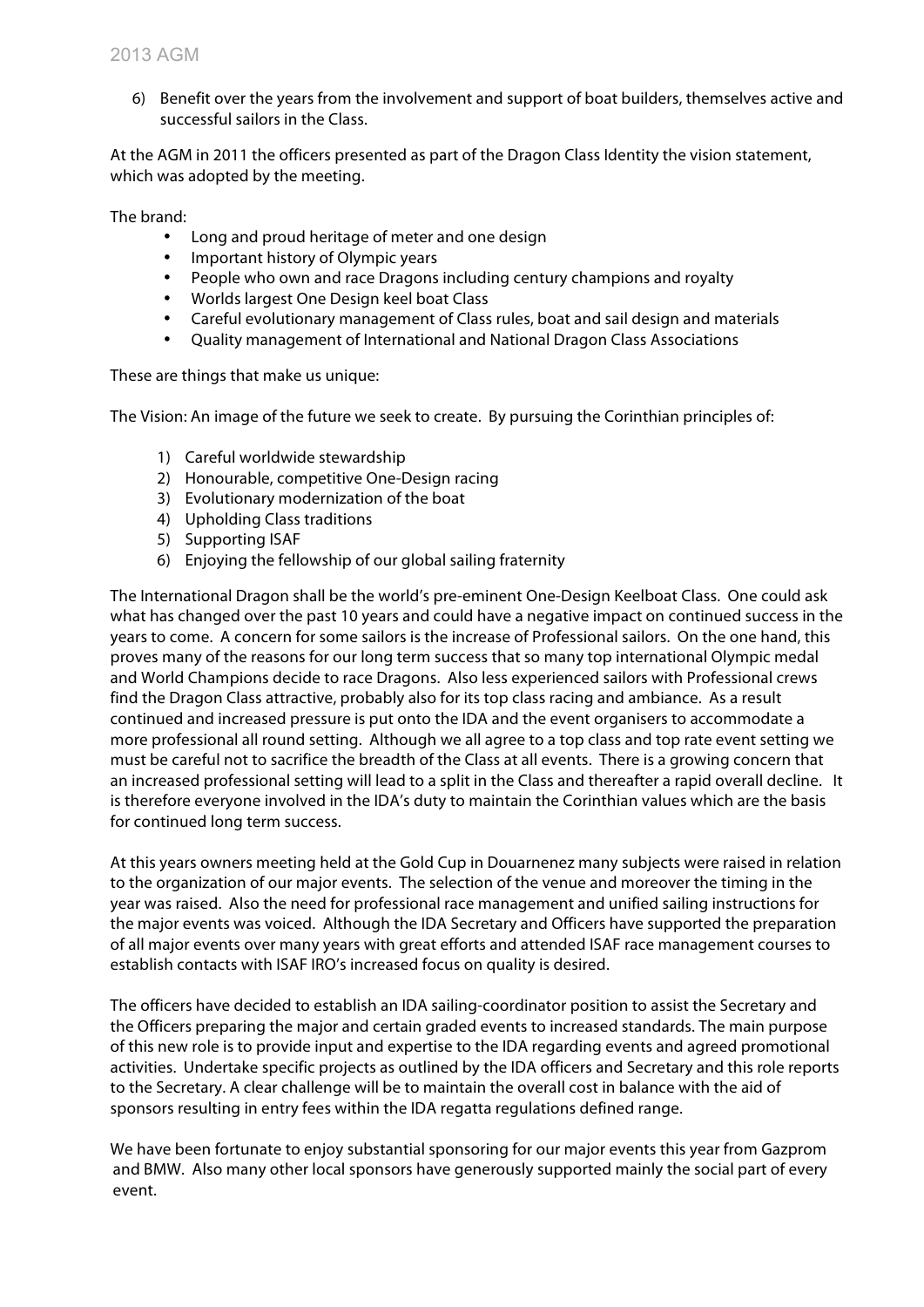6) Benefit over the years from the involvement and support of boat builders, themselves active and successful sailors in the Class.

At the AGM in 2011 the officers presented as part of the Dragon Class Identity the vision statement, which was adopted by the meeting.

The brand:

- Long and proud heritage of meter and one design
- Important history of Olympic years
- People who own and race Dragons including century champions and royalty
- Worlds largest One Design keel boat Class
- Careful evolutionary management of Class rules, boat and sail design and materials
- Quality management of International and National Dragon Class Associations

These are things that make us unique:

The Vision: An image of the future we seek to create. By pursuing the Corinthian principles of:

1) Careful worldwide stewardship
2) Honourable, competitive One-Design racing
3) Evolutionary modernization of the boat
4) Upholding Class traditions
5) Supporting ISAF
6) Enjoying the fellowship of our global sailing fraternity

The International Dragon shall be the world's pre-eminent One-Design Keelboat Class. One could ask what has changed over the past 10 years and could have a negative impact on continued success in the years to come. A concern for some sailors is the increase of Professional sailors. On the one hand, this proves many of the reasons for our long term success that so many top international Olympic medal and World Champions decide to race Dragons. Also less experienced sailors with Professional crews find the Dragon Class attractive, probably also for its top class racing and ambiance. As a result continued and increased pressure is put onto the IDA and the event organisers to accommodate a more professional all round setting. Although we all agree to a top class and top rate event setting we must be careful not to sacrifice the breadth of the Class at all events. There is a growing concern that an increased professional setting will lead to a split in the Class and thereafter a rapid overall decline. It is therefore everyone involved in the IDA's duty to maintain the Corinthian values which are the basis for continued long term success.

At this years owners meeting held at the Gold Cup in Douarnenez many subjects were raised in relation to the organization of our major events. The selection of the venue and moreover the timing in the year was raised. Also the need for professional race management and unified sailing instructions for the major events was voiced. Although the IDA Secretary and Officers have supported the preparation of all major events over many years with great efforts and attended ISAF race management courses to establish contacts with ISAF IRO's increased focus on quality is desired.

The officers have decided to establish an IDA sailing-coordinator position to assist the Secretary and the Officers preparing the major and certain graded events to increased standards. The main purpose of this new role is to provide input and expertise to the IDA regarding events and agreed promotional activities. Undertake specific projects as outlined by the IDA officers and Secretary and this role reports to the Secretary. A clear challenge will be to maintain the overall cost in balance with the aid of sponsors resulting in entry fees within the IDA regatta regulations defined range.

We have been fortunate to enjoy substantial sponsoring for our major events this year from Gazprom and BMW. Also many other local sponsors have generously supported mainly the social part of every event.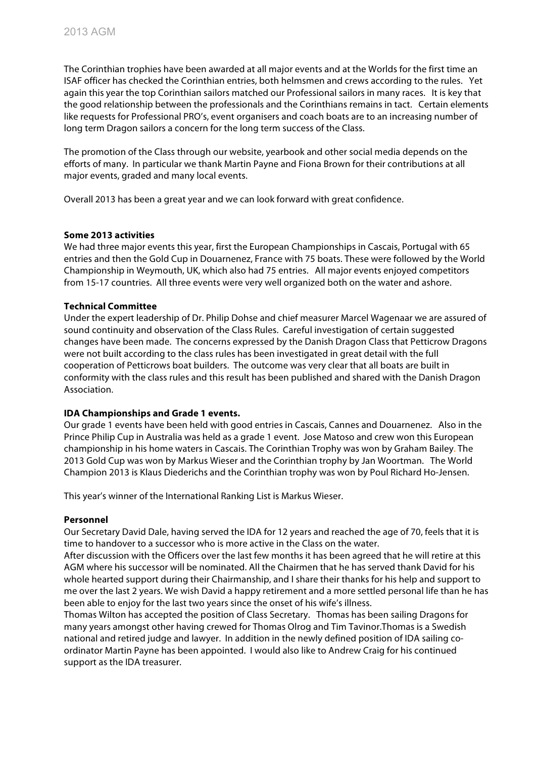The Corinthian trophies have been awarded at all major events and at the Worlds for the first time an ISAF officer has checked the Corinthian entries, both helmsmen and crews according to the rules. Yet again this year the top Corinthian sailors matched our Professional sailors in many races. It is key that the good relationship between the professionals and the Corinthians remains in tact. Certain elements like requests for Professional PRO's, event organisers and coach boats are to an increasing number of long term Dragon sailors a concern for the long term success of the Class.

The promotion of the Class through our website, yearbook and other social media depends on the efforts of many. In particular we thank Martin Payne and Fiona Brown for their contributions at all major events, graded and many local events.

Overall 2013 has been a great year and we can look forward with great confidence.

**Some 2013 activities**

We had three major events this year, first the European Championships in Cascais, Portugal with 65 entries and then the Gold Cup in Douarnenez, France with 75 boats. These were followed by the World Championship in Weymouth, UK, which also had 75 entries. All major events enjoyed competitors from 15-17 countries. All three events were very well organized both on the water and ashore.

**Technical Committee**

Under the expert leadership of Dr. Philip Dohse and chief measurer Marcel Wagenaar we are assured of sound continuity and observation of the Class Rules. Careful investigation of certain suggested changes have been made. The concerns expressed by the Danish Dragon Class that Petticrow Dragons were not built according to the class rules has been investigated in great detail with the full cooperation of Petticrows boat builders. The outcome was very clear that all boats are built in conformity with the class rules and this result has been published and shared with the Danish Dragon Association.

**IDA Championships and Grade 1 events.**

Our grade 1 events have been held with good entries in Cascais, Cannes and Douarnenez. Also in the Prince Philip Cup in Australia was held as a grade 1 event. Jose Matoso and crew won this European championship in his home waters in Cascais. The Corinthian Trophy was won by Graham Bailey. The 2013 Gold Cup was won by Markus Wieser and the Corinthian trophy by Jan Woortman. The World Champion 2013 is Klaus Diederichs and the Corinthian trophy was won by Poul Richard Ho-Jensen.

This year's winner of the International Ranking List is Markus Wieser.

**Personnel**

Our Secretary David Dale, having served the IDA for 12 years and reached the age of 70, feels that it is time to handover to a successor who is more active in the Class on the water.

After discussion with the Officers over the last few months it has been agreed that he will retire at this AGM where his successor will be nominated. All the Chairmen that he has served thank David for his whole hearted support during their Chairmanship, and I share their thanks for his help and support to me over the last 2 years. We wish David a happy retirement and a more settled personal life than he has been able to enjoy for the last two years since the onset of his wife's illness.

Thomas Wilton has accepted the position of Class Secretary. Thomas has been sailing Dragons for many years amongst other having crewed for Thomas Olrog and Tim Tavinor.Thomas is a Swedish national and retired judge and lawyer. In addition in the newly defined position of IDA sailing co-ordinator Martin Payne has been appointed. I would also like to Andrew Craig for his continued support as the IDA treasurer.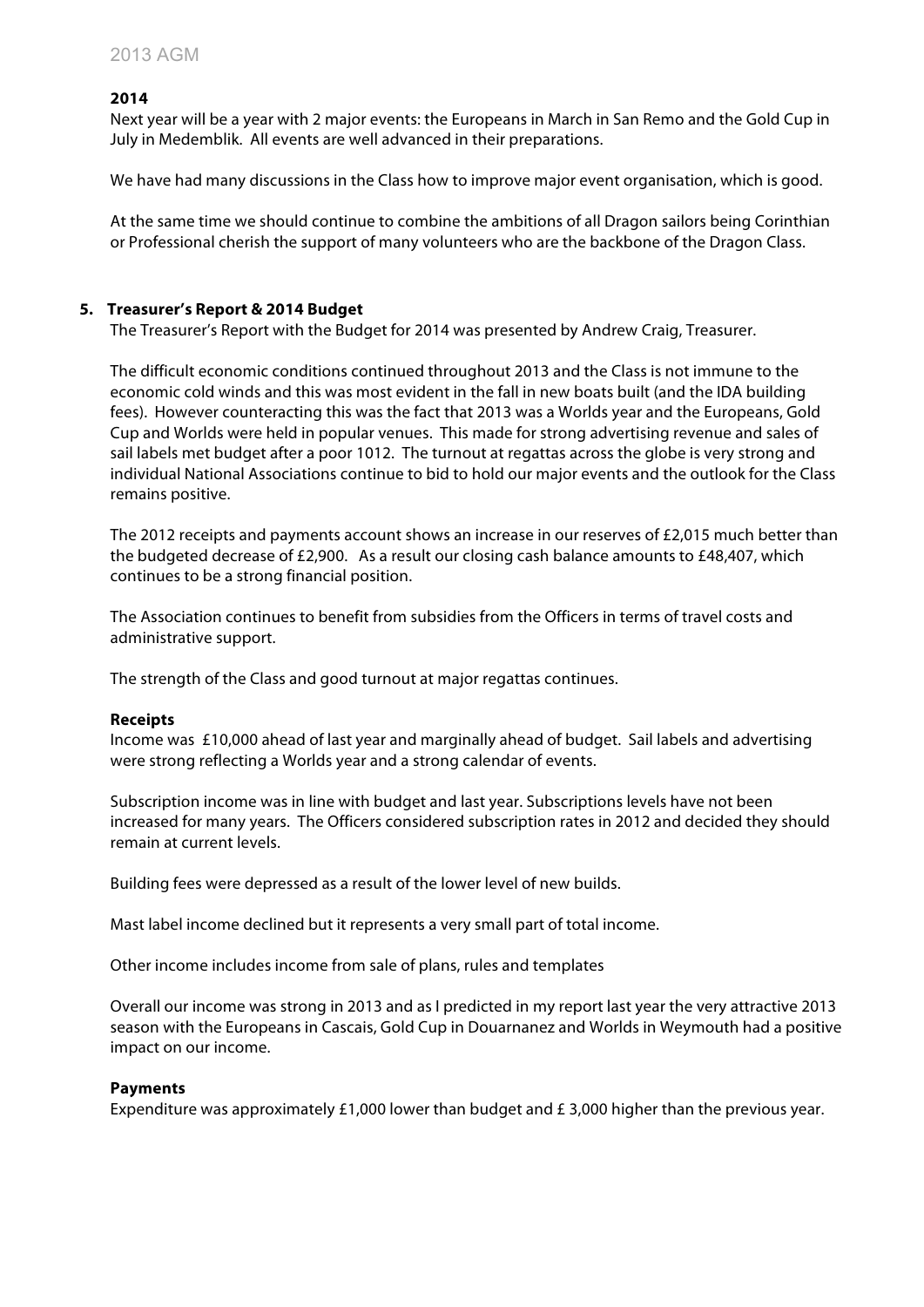**2014**

Next year will be a year with 2 major events: the Europeans in March in San Remo and the Gold Cup in July in Medemblik. All events are well advanced in their preparations.

We have had many discussions in the Class how to improve major event organisation, which is good.

At the same time we should continue to combine the ambitions of all Dragon sailors being Corinthian or Professional cherish the support of many volunteers who are the backbone of the Dragon Class.

**5. Treasurer's Report & 2014 Budget**

The Treasurer's Report with the Budget for 2014 was presented by Andrew Craig, Treasurer.

The difficult economic conditions continued throughout 2013 and the Class is not immune to the economic cold winds and this was most evident in the fall in new boats built (and the IDA building fees). However counteracting this was the fact that 2013 was a Worlds year and the Europeans, Gold Cup and Worlds were held in popular venues. This made for strong advertising revenue and sales of sail labels met budget after a poor 1012. The turnout at regattas across the globe is very strong and individual National Associations continue to bid to hold our major events and the outlook for the Class remains positive.

The 2012 receipts and payments account shows an increase in our reserves of £2,015 much better than the budgeted decrease of £2,900. As a result our closing cash balance amounts to £48,407, which continues to be a strong financial position.

The Association continues to benefit from subsidies from the Officers in terms of travel costs and administrative support.

The strength of the Class and good turnout at major regattas continues.

**Receipts**

Income was £10,000 ahead of last year and marginally ahead of budget. Sail labels and advertising were strong reflecting a Worlds year and a strong calendar of events.

Subscription income was in line with budget and last year. Subscriptions levels have not been increased for many years. The Officers considered subscription rates in 2012 and decided they should remain at current levels.

Building fees were depressed as a result of the lower level of new builds.

Mast label income declined but it represents a very small part of total income.

Other income includes income from sale of plans, rules and templates

Overall our income was strong in 2013 and as I predicted in my report last year the very attractive 2013 season with the Europeans in Cascais, Gold Cup in Douarnanez and Worlds in Weymouth had a positive impact on our income.

**Payments**

Expenditure was approximately £1,000 lower than budget and £ 3,000 higher than the previous year.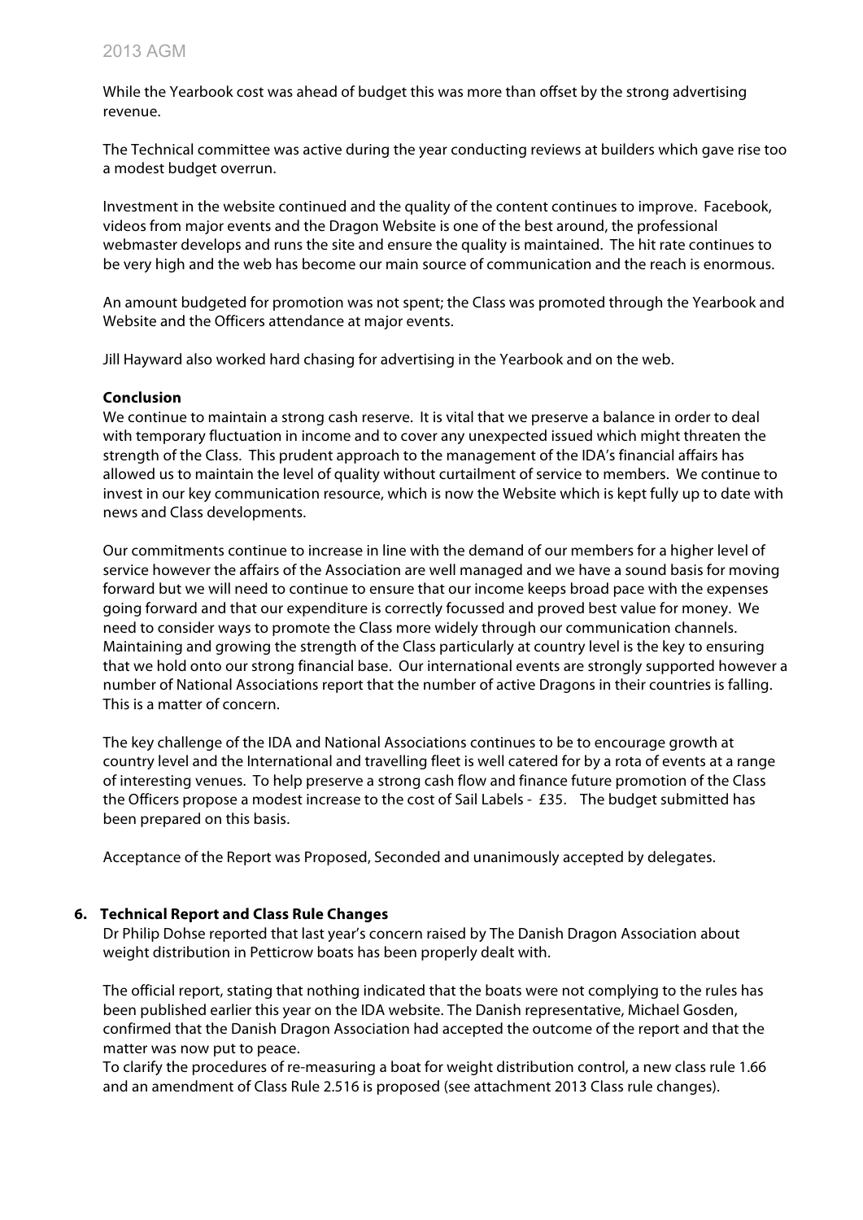While the Yearbook cost was ahead of budget this was more than offset by the strong advertising revenue.

The Technical committee was active during the year conducting reviews at builders which gave rise too a modest budget overrun.

Investment in the website continued and the quality of the content continues to improve. Facebook, videos from major events and the Dragon Website is one of the best around, the professional webmaster develops and runs the site and ensure the quality is maintained. The hit rate continues to be very high and the web has become our main source of communication and the reach is enormous.

An amount budgeted for promotion was not spent; the Class was promoted through the Yearbook and Website and the Officers attendance at major events.

Jill Hayward also worked hard chasing for advertising in the Yearbook and on the web.

**Conclusion**

We continue to maintain a strong cash reserve. It is vital that we preserve a balance in order to deal with temporary fluctuation in income and to cover any unexpected issued which might threaten the strength of the Class. This prudent approach to the management of the IDA's financial affairs has allowed us to maintain the level of quality without curtailment of service to members. We continue to invest in our key communication resource, which is now the Website which is kept fully up to date with news and Class developments.

Our commitments continue to increase in line with the demand of our members for a higher level of service however the affairs of the Association are well managed and we have a sound basis for moving forward but we will need to continue to ensure that our income keeps broad pace with the expenses going forward and that our expenditure is correctly focussed and proved best value for money. We need to consider ways to promote the Class more widely through our communication channels. Maintaining and growing the strength of the Class particularly at country level is the key to ensuring that we hold onto our strong financial base. Our international events are strongly supported however a number of National Associations report that the number of active Dragons in their countries is falling. This is a matter of concern.

The key challenge of the IDA and National Associations continues to be to encourage growth at country level and the International and travelling fleet is well catered for by a rota of events at a range of interesting venues. To help preserve a strong cash flow and finance future promotion of the Class the Officers propose a modest increase to the cost of Sail Labels - £35. The budget submitted has been prepared on this basis.

Acceptance of the Report was Proposed, Seconded and unanimously accepted by delegates.

## 6. Technical Report and Class Rule Changes

Dr Philip Dohse reported that last year's concern raised by The Danish Dragon Association about weight distribution in Petticrow boats has been properly dealt with.

The official report, stating that nothing indicated that the boats were not complying to the rules has been published earlier this year on the IDA website. The Danish representative, Michael Gosden, confirmed that the Danish Dragon Association had accepted the outcome of the report and that the matter was now put to peace.

To clarify the procedures of re-measuring a boat for weight distribution control, a new class rule 1.66 and an amendment of Class Rule 2.516 is proposed (see attachment 2013 Class rule changes).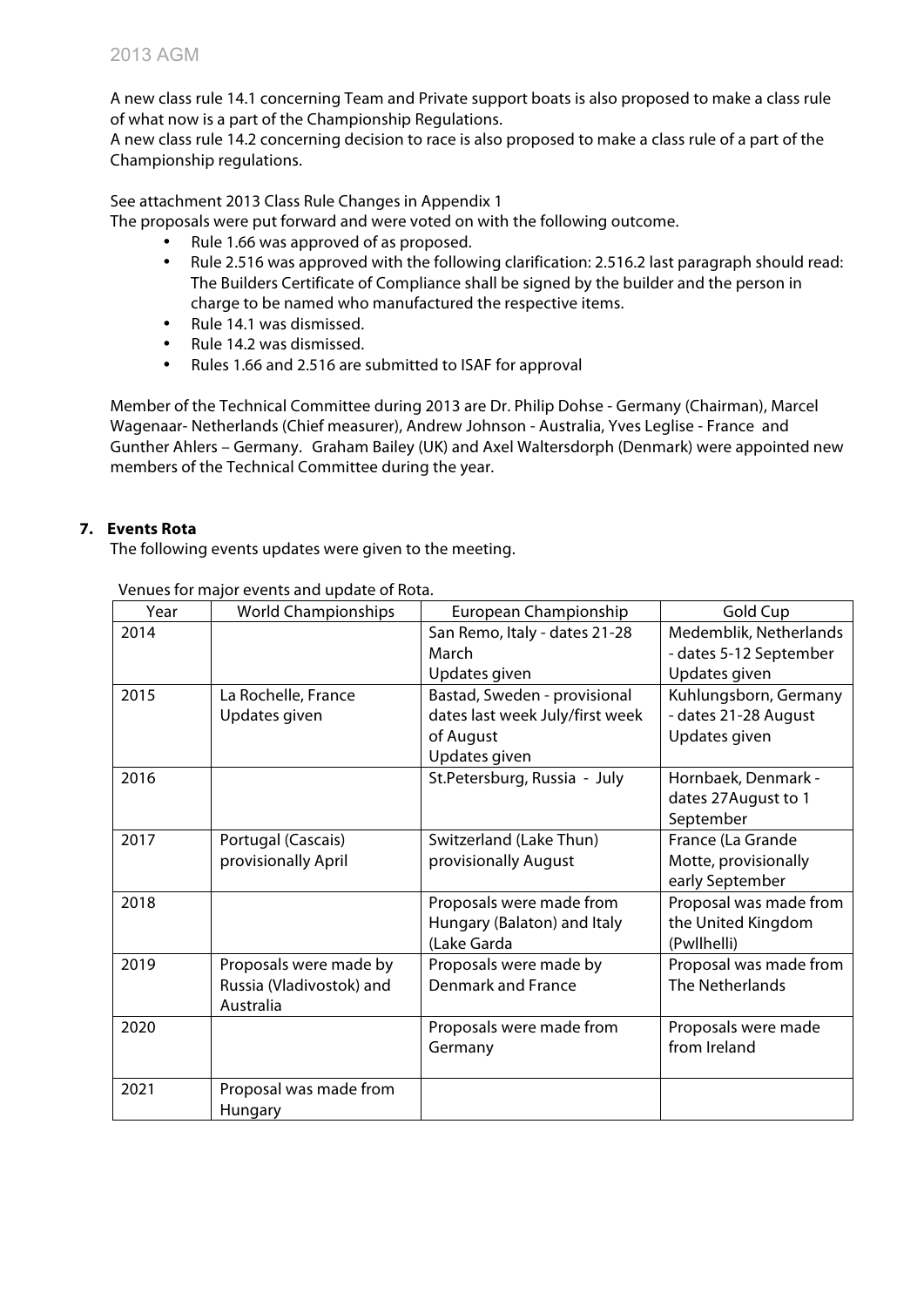A new class rule 14.1 concerning Team and Private support boats is also proposed to make a class rule of what now is a part of the Championship Regulations.
A new class rule 14.2 concerning decision to race is also proposed to make a class rule of a part of the Championship regulations.

See attachment 2013 Class Rule Changes in Appendix 1
The proposals were put forward and were voted on with the following outcome.

- Rule 1.66 was approved of as proposed.
- Rule 2.516 was approved with the following clarification: 2.516.2 last paragraph should read: The Builders Certificate of Compliance shall be signed by the builder and the person in charge to be named who manufactured the respective items.
- Rule 14.1 was dismissed.
- Rule 14.2 was dismissed.
- Rules 1.66 and 2.516 are submitted to ISAF for approval

Member of the Technical Committee during 2013 are Dr. Philip Dohse - Germany (Chairman), Marcel Wagenaar- Netherlands (Chief measurer), Andrew Johnson - Australia, Yves Leglise - France and Gunther Ahlers – Germany. Graham Bailey (UK) and Axel Waltersdorph (Denmark) were appointed new members of the Technical Committee during the year.

## 7. Events Rota

The following events updates were given to the meeting.

Venues for major events and update of Rota.

| Year | World Championships | European Championship | Gold Cup |
|---|---|---|---|
| 2014 | | San Remo, Italy - dates 21-28 March<br>Updates given | Medemblik, Netherlands - dates 5-12 September<br>Updates given |
| 2015 | La Rochelle, France<br>Updates given | Bastad, Sweden - provisional dates last week July/first week of August<br>Updates given | Kuhlungsborn, Germany - dates 21-28 August<br>Updates given |
| 2016 | | St.Petersburg, Russia - July | Hornbaek, Denmark - dates 27August to 1 September |
| 2017 | Portugal (Cascais) provisionally April | Switzerland (Lake Thun) provisionally August | France (La Grande Motte, provisionally early September |
| 2018 | | Proposals were made from Hungary (Balaton) and Italy (Lake Garda | Proposal was made from the United Kingdom (Pwllhelli) |
| 2019 | Proposals were made by Russia (Vladivostok) and Australia | Proposals were made by Denmark and France | Proposal was made from The Netherlands |
| 2020 | | Proposals were made from Germany | Proposals were made from Ireland |
| 2021 | Proposal was made from Hungary | | |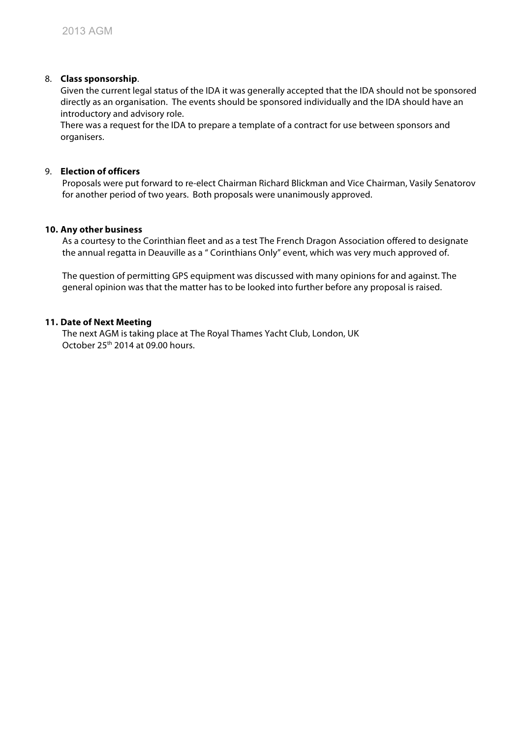8. **Class sponsorship**.

   Given the current legal status of the IDA it was generally accepted that the IDA should not be sponsored directly as an organisation. The events should be sponsored individually and the IDA should have an introductory and advisory role.

   There was a request for the IDA to prepare a template of a contract for use between sponsors and organisers.

9. **Election of officers**

   Proposals were put forward to re-elect Chairman Richard Blickman and Vice Chairman, Vasily Senatorov for another period of two years. Both proposals were unanimously approved.

10. **Any other business**

    As a courtesy to the Corinthian fleet and as a test The French Dragon Association offered to designate the annual regatta in Deauville as a " Corinthians Only" event, which was very much approved of.

    The question of permitting GPS equipment was discussed with many opinions for and against. The general opinion was that the matter has to be looked into further before any proposal is raised.

11. **Date of Next Meeting**

    The next AGM is taking place at The Royal Thames Yacht Club, London, UK
    October 25th 2014 at 09.00 hours.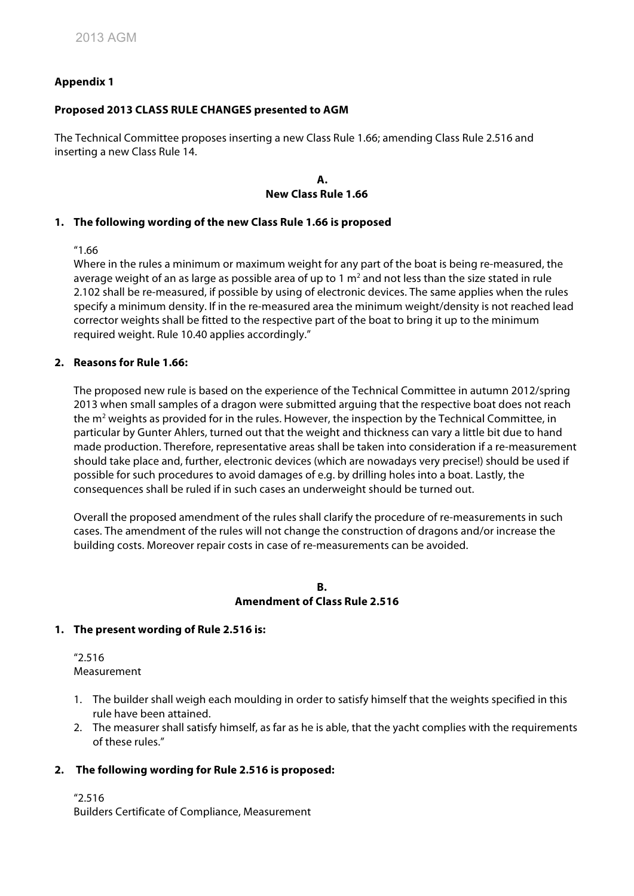**Appendix 1**

**Proposed 2013 CLASS RULE CHANGES presented to AGM**

The Technical Committee proposes inserting a new Class Rule 1.66; amending Class Rule 2.516 and inserting a new Class Rule 14.

**A.**
**New Class Rule 1.66**

**1. The following wording of the new Class Rule 1.66 is proposed**

"1.66
Where in the rules a minimum or maximum weight for any part of the boat is being re-measured, the average weight of an as large as possible area of up to 1 $m^2$ and not less than the size stated in rule 2.102 shall be re-measured, if possible by using of electronic devices. The same applies when the rules specify a minimum density. If in the re-measured area the minimum weight/density is not reached lead corrector weights shall be fitted to the respective part of the boat to bring it up to the minimum required weight. Rule 10.40 applies accordingly."

**2. Reasons for Rule 1.66:**

The proposed new rule is based on the experience of the Technical Committee in autumn 2012/spring 2013 when small samples of a dragon were submitted arguing that the respective boat does not reach the $m^2$ weights as provided for in the rules. However, the inspection by the Technical Committee, in particular by Gunter Ahlers, turned out that the weight and thickness can vary a little bit due to hand made production. Therefore, representative areas shall be taken into consideration if a re-measurement should take place and, further, electronic devices (which are nowadays very precise!) should be used if possible for such procedures to avoid damages of e.g. by drilling holes into a boat. Lastly, the consequences shall be ruled if in such cases an underweight should be turned out.

Overall the proposed amendment of the rules shall clarify the procedure of re-measurements in such cases. The amendment of the rules will not change the construction of dragons and/or increase the building costs. Moreover repair costs in case of re-measurements can be avoided.

**B.**
**Amendment of Class Rule 2.516**

**1. The present wording of Rule 2.516 is:**

"2.516
Measurement

1. The builder shall weigh each moulding in order to satisfy himself that the weights specified in this rule have been attained.
2. The measurer shall satisfy himself, as far as he is able, that the yacht complies with the requirements of these rules."

**2. The following wording for Rule 2.516 is proposed:**

"2.516
Builders Certificate of Compliance, Measurement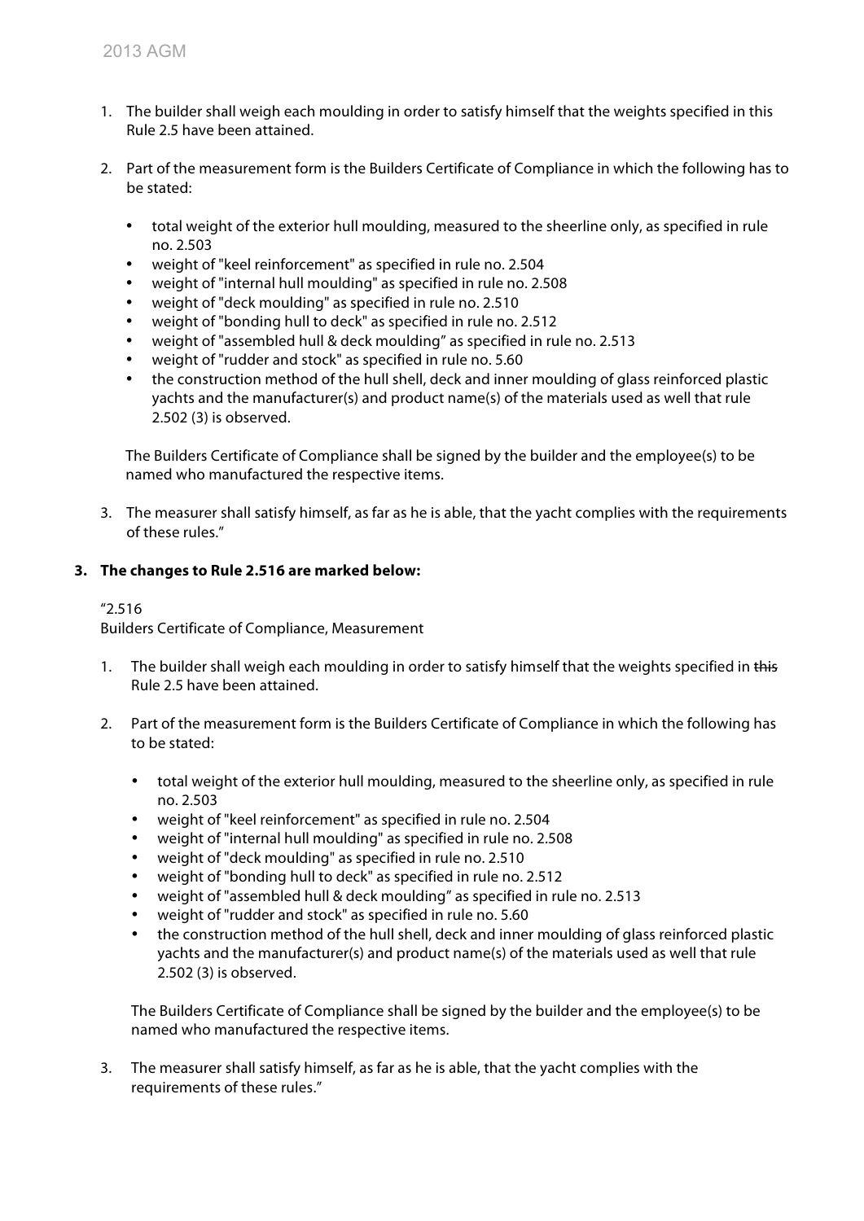1. The builder shall weigh each moulding in order to satisfy himself that the weights specified in this Rule 2.5 have been attained.

2. Part of the measurement form is the Builders Certificate of Compliance in which the following has to be stated:

   - total weight of the exterior hull moulding, measured to the sheerline only, as specified in rule no. 2.503
   - weight of "keel reinforcement" as specified in rule no. 2.504
   - weight of "internal hull moulding" as specified in rule no. 2.508
   - weight of "deck moulding" as specified in rule no. 2.510
   - weight of "bonding hull to deck" as specified in rule no. 2.512
   - weight of "assembled hull & deck moulding" as specified in rule no. 2.513
   - weight of "rudder and stock" as specified in rule no. 5.60
   - the construction method of the hull shell, deck and inner moulding of glass reinforced plastic yachts and the manufacturer(s) and product name(s) of the materials used as well that rule 2.502 (3) is observed.

   The Builders Certificate of Compliance shall be signed by the builder and the employee(s) to be named who manufactured the respective items.

3. The measurer shall satisfy himself, as far as he is able, that the yacht complies with the requirements of these rules."

**3. The changes to Rule 2.516 are marked below:**

"2.516

Builders Certificate of Compliance, Measurement

1. The builder shall weigh each moulding in order to satisfy himself that the weights specified in ~~this~~ Rule 2.5 have been attained.

2. Part of the measurement form is the Builders Certificate of Compliance in which the following has to be stated:

   - total weight of the exterior hull moulding, measured to the sheerline only, as specified in rule no. 2.503
   - weight of "keel reinforcement" as specified in rule no. 2.504
   - weight of "internal hull moulding" as specified in rule no. 2.508
   - weight of "deck moulding" as specified in rule no. 2.510
   - weight of "bonding hull to deck" as specified in rule no. 2.512
   - weight of "assembled hull & deck moulding" as specified in rule no. 2.513
   - weight of "rudder and stock" as specified in rule no. 5.60
   - the construction method of the hull shell, deck and inner moulding of glass reinforced plastic yachts and the manufacturer(s) and product name(s) of the materials used as well that rule 2.502 (3) is observed.

   The Builders Certificate of Compliance shall be signed by the builder and the employee(s) to be named who manufactured the respective items.

3. The measurer shall satisfy himself, as far as he is able, that the yacht complies with the requirements of these rules."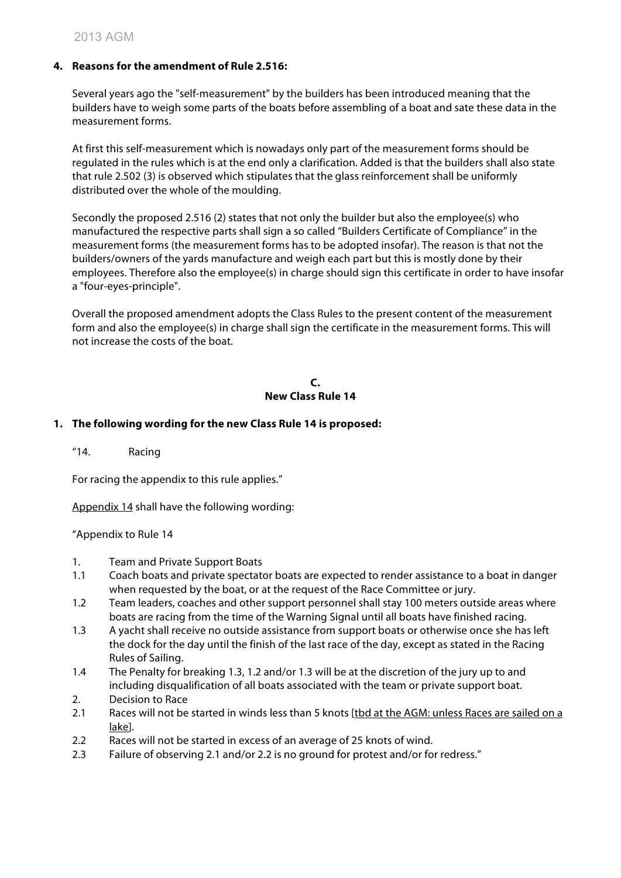**4. Reasons for the amendment of Rule 2.516:**

Several years ago the "self-measurement" by the builders has been introduced meaning that the builders have to weigh some parts of the boats before assembling of a boat and sate these data in the measurement forms.

At first this self-measurement which is nowadays only part of the measurement forms should be regulated in the rules which is at the end only a clarification. Added is that the builders shall also state that rule 2.502 (3) is observed which stipulates that the glass reinforcement shall be uniformly distributed over the whole of the moulding.

Secondly the proposed 2.516 (2) states that not only the builder but also the employee(s) who manufactured the respective parts shall sign a so called "Builders Certificate of Compliance" in the measurement forms (the measurement forms has to be adopted insofar). The reason is that not the builders/owners of the yards manufacture and weigh each part but this is mostly done by their employees. Therefore also the employee(s) in charge should sign this certificate in order to have insofar a "four-eyes-principle".

Overall the proposed amendment adopts the Class Rules to the present content of the measurement form and also the employee(s) in charge shall sign the certificate in the measurement forms. This will not increase the costs of the boat.

## C.
## New Class Rule 14

**1. The following wording for the new Class Rule 14 is proposed:**

"14. Racing

For racing the appendix to this rule applies."

Appendix 14 shall have the following wording:

"Appendix to Rule 14

1. Team and Private Support Boats
1.1 Coach boats and private spectator boats are expected to render assistance to a boat in danger when requested by the boat, or at the request of the Race Committee or jury.
1.2 Team leaders, coaches and other support personnel shall stay 100 meters outside areas where boats are racing from the time of the Warning Signal until all boats have finished racing.
1.3 A yacht shall receive no outside assistance from support boats or otherwise once she has left the dock for the day until the finish of the last race of the day, except as stated in the Racing Rules of Sailing.
1.4 The Penalty for breaking 1.3, 1.2 and/or 1.3 will be at the discretion of the jury up to and including disqualification of all boats associated with the team or private support boat.
2. Decision to Race
2.1 Races will not be started in winds less than 5 knots [tbd at the AGM: unless Races are sailed on a lake].
2.2 Races will not be started in excess of an average of 25 knots of wind.
2.3 Failure of observing 2.1 and/or 2.2 is no ground for protest and/or for redress."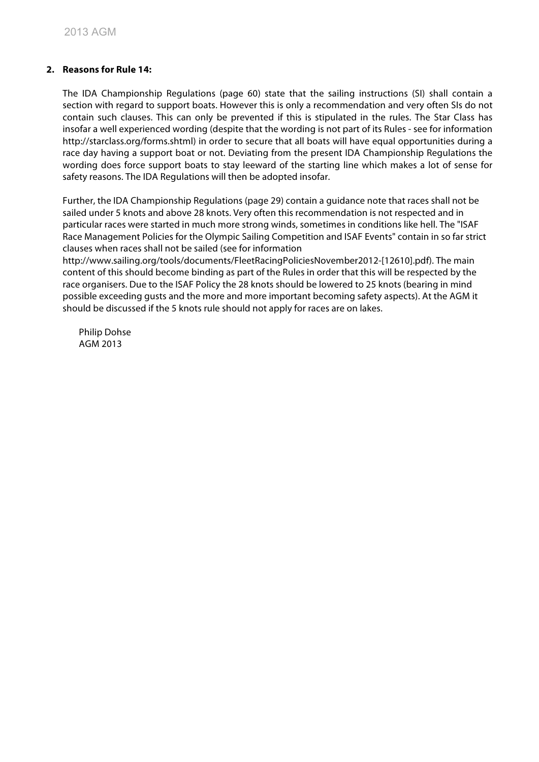## 2. Reasons for Rule 14:

The IDA Championship Regulations (page 60) state that the sailing instructions (SI) shall contain a section with regard to support boats. However this is only a recommendation and very often SIs do not contain such clauses. This can only be prevented if this is stipulated in the rules. The Star Class has insofar a well experienced wording (despite that the wording is not part of its Rules - see for information http://starclass.org/forms.shtml) in order to secure that all boats will have equal opportunities during a race day having a support boat or not. Deviating from the present IDA Championship Regulations the wording does force support boats to stay leeward of the starting line which makes a lot of sense for safety reasons. The IDA Regulations will then be adopted insofar.

Further, the IDA Championship Regulations (page 29) contain a guidance note that races shall not be sailed under 5 knots and above 28 knots. Very often this recommendation is not respected and in particular races were started in much more strong winds, sometimes in conditions like hell. The "ISAF Race Management Policies for the Olympic Sailing Competition and ISAF Events" contain in so far strict clauses when races shall not be sailed (see for information http://www.sailing.org/tools/documents/FleetRacingPoliciesNovember2012-[12610].pdf). The main content of this should become binding as part of the Rules in order that this will be respected by the race organisers. Due to the ISAF Policy the 28 knots should be lowered to 25 knots (bearing in mind possible exceeding gusts and the more and more important becoming safety aspects). At the AGM it should be discussed if the 5 knots rule should not apply for races are on lakes.

Philip Dohse
AGM 2013